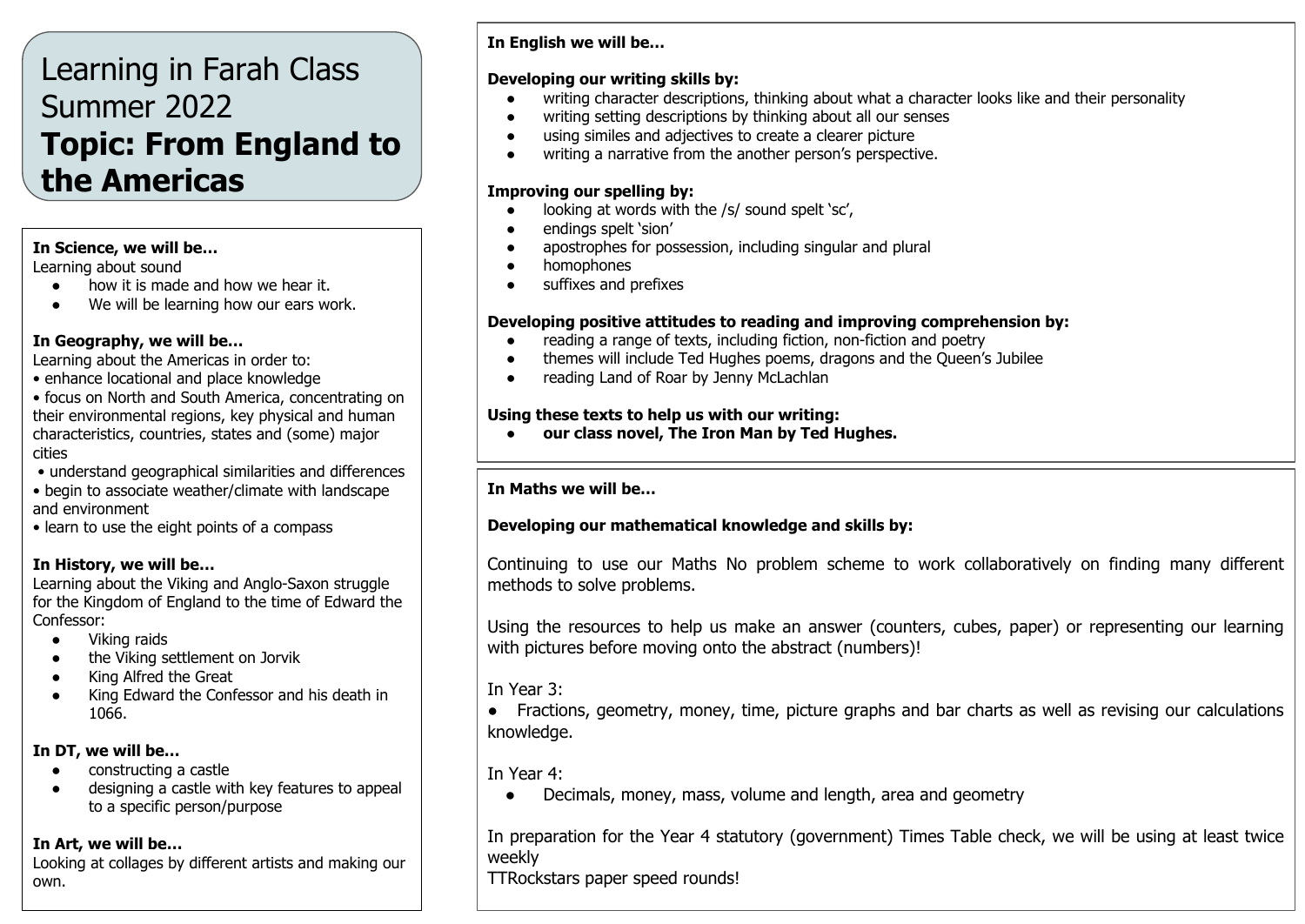# Learning in Farah Class Summer 2022

# Topic: From England to the Americas

**In Science, we will be…**

Learning about sound

- how it is made and how we hear it.
- We will be learning how our ears work.

**In Geography, we will be…**

Learning about the Americas in order to:

- enhance locational and place knowledge
- focus on North and South America, concentrating on their environmental regions, key physical and human characteristics, countries, states and (some) major cities
- understand geographical similarities and differences
- begin to associate weather/climate with landscape and environment
- learn to use the eight points of a compass

**In History, we will be…**

Learning about the Viking and Anglo-Saxon struggle for the Kingdom of England to the time of Edward the Confessor:

- Viking raids
- the Viking settlement on Jorvik
- King Alfred the Great
- King Edward the Confessor and his death in 1066.

**In DT, we will be…**

- constructing a castle
- designing a castle with key features to appeal to a specific person/purpose

**In Art, we will be…**

Looking at collages by different artists and making our own.

**In English we will be…**

**Developing our writing skills by:**

- writing character descriptions, thinking about what a character looks like and their personality
- writing setting descriptions by thinking about all our senses
- using similes and adjectives to create a clearer picture
- writing a narrative from the another person's perspective.

**Improving our spelling by:**

- looking at words with the /s/ sound spelt 'sc',
- endings spelt 'sion'
- apostrophes for possession, including singular and plural
- homophones
- suffixes and prefixes

**Developing positive attitudes to reading and improving comprehension by:**

- reading a range of texts, including fiction, non-fiction and poetry
- themes will include Ted Hughes poems, dragons and the Queen's Jubilee
- reading Land of Roar by Jenny McLachlan

**Using these texts to help us with our writing:**

- **our class novel, The Iron Man by Ted Hughes.**

**In Maths we will be…**

**Developing our mathematical knowledge and skills by:**

Continuing to use our Maths No problem scheme to work collaboratively on finding many different methods to solve problems.

Using the resources to help us make an answer (counters, cubes, paper) or representing our learning with pictures before moving onto the abstract (numbers)!

In Year 3:

- Fractions, geometry, money, time, picture graphs and bar charts as well as revising our calculations knowledge.

In Year 4:

- Decimals, money, mass, volume and length, area and geometry

In preparation for the Year 4 statutory (government) Times Table check, we will be using at least twice weekly TTRockstars paper speed rounds!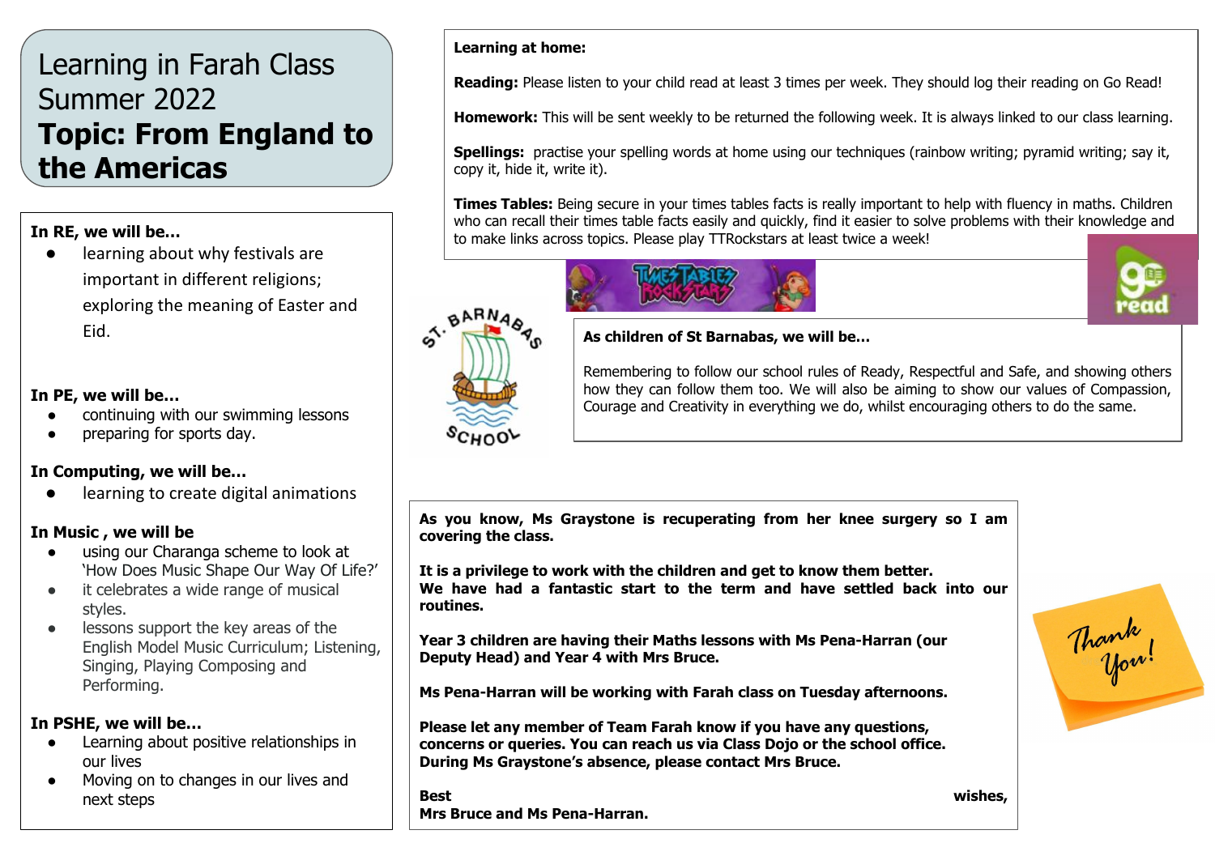# Learning in Farah Class
# Summer 2022
# **Topic: From England to the Americas**

**In RE, we will be…**

- learning about why festivals are important in different religions; exploring the meaning of Easter and Eid.

**In PE, we will be…**

- continuing with our swimming lessons
- preparing for sports day.

**In Computing, we will be…**

- learning to create digital animations

**In Music , we will be**

- using our Charanga scheme to look at 'How Does Music Shape Our Way Of Life?'
- it celebrates a wide range of musical styles.
- lessons support the key areas of the English Model Music Curriculum; Listening, Singing, Playing Composing and Performing.

**In PSHE, we will be…**

- Learning about positive relationships in our lives
- Moving on to changes in our lives and next steps

**Learning at home:**

**Reading:** Please listen to your child read at least 3 times per week. They should log their reading on Go Read!

**Homework:** This will be sent weekly to be returned the following week. It is always linked to our class learning.

**Spellings:** practise your spelling words at home using our techniques (rainbow writing; pyramid writing; say it, copy it, hide it, write it).

**Times Tables:** Being secure in your times tables facts is really important to help with fluency in maths. Children who can recall their times table facts easily and quickly, find it easier to solve problems with their knowledge and to make links across topics. Please play TTRockstars at least twice a week!

**As children of St Barnabas, we will be…**

Remembering to follow our school rules of Ready, Respectful and Safe, and showing others how they can follow them too. We will also be aiming to show our values of Compassion, Courage and Creativity in everything we do, whilst encouraging others to do the same.

**As you know, Ms Graystone is recuperating from her knee surgery so I am covering the class.**

**It is a privilege to work with the children and get to know them better.**
**We have had a fantastic start to the term and have settled back into our routines.**

**Year 3 children are having their Maths lessons with Ms Pena-Harran (our Deputy Head) and Year 4 with Mrs Bruce.**

**Ms Pena-Harran will be working with Farah class on Tuesday afternoons.**

**Please let any member of Team Farah know if you have any questions, concerns or queries. You can reach us via Class Dojo or the school office. During Ms Graystone's absence, please contact Mrs Bruce.**

**Best wishes,**
**Mrs Bruce and Ms Pena-Harran.**